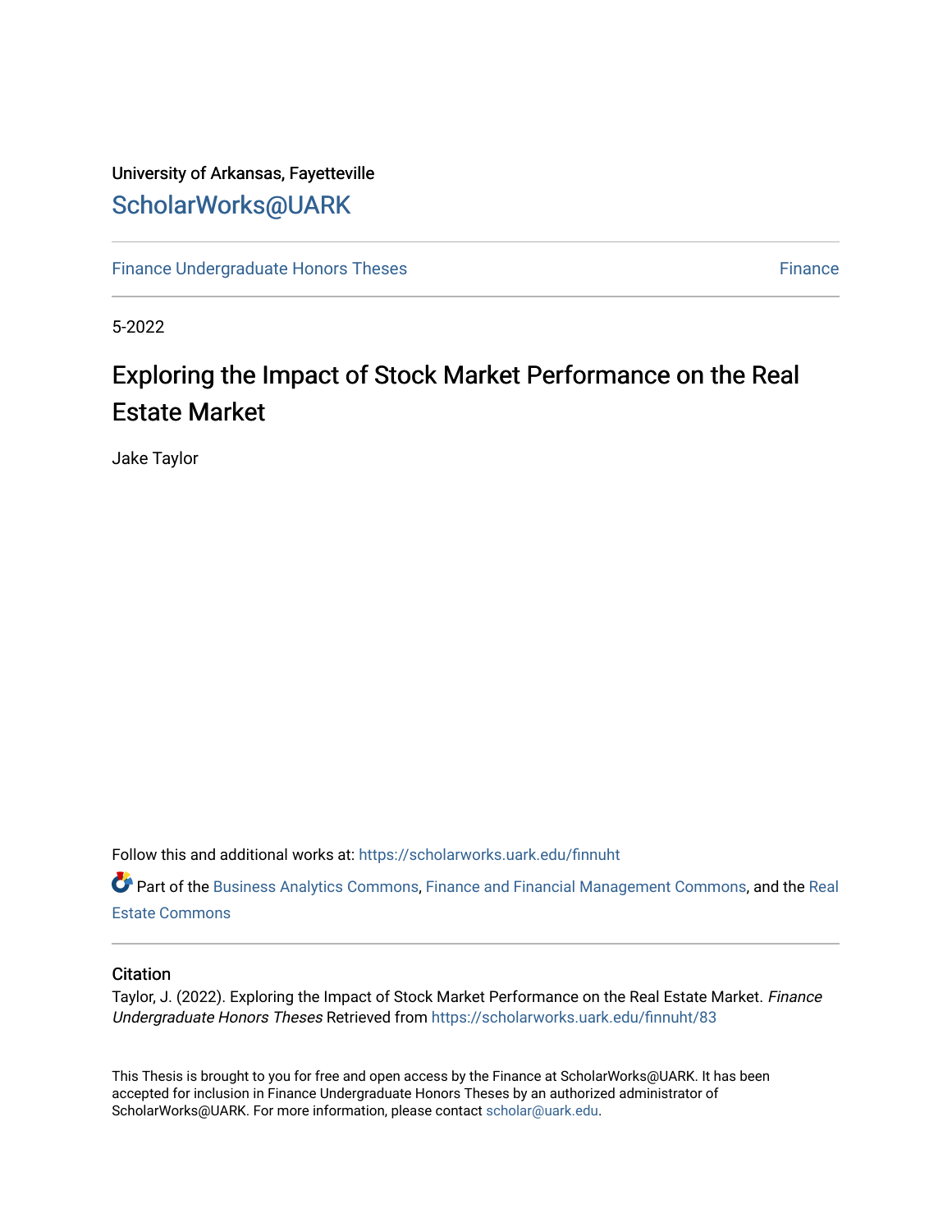University of Arkansas, Fayetteville

ScholarWorks@UARK

Finance Undergraduate Honors Theses

Finance

5-2022

# Exploring the Impact of Stock Market Performance on the Real Estate Market

Jake Taylor

Follow this and additional works at: https://scholarworks.uark.edu/finnuht

Part of the Business Analytics Commons, Finance and Financial Management Commons, and the Real Estate Commons

## Citation

Taylor, J. (2022). Exploring the Impact of Stock Market Performance on the Real Estate Market. *Finance Undergraduate Honors Theses* Retrieved from https://scholarworks.uark.edu/finnuht/83

This Thesis is brought to you for free and open access by the Finance at ScholarWorks@UARK. It has been accepted for inclusion in Finance Undergraduate Honors Theses by an authorized administrator of ScholarWorks@UARK. For more information, please contact scholar@uark.edu.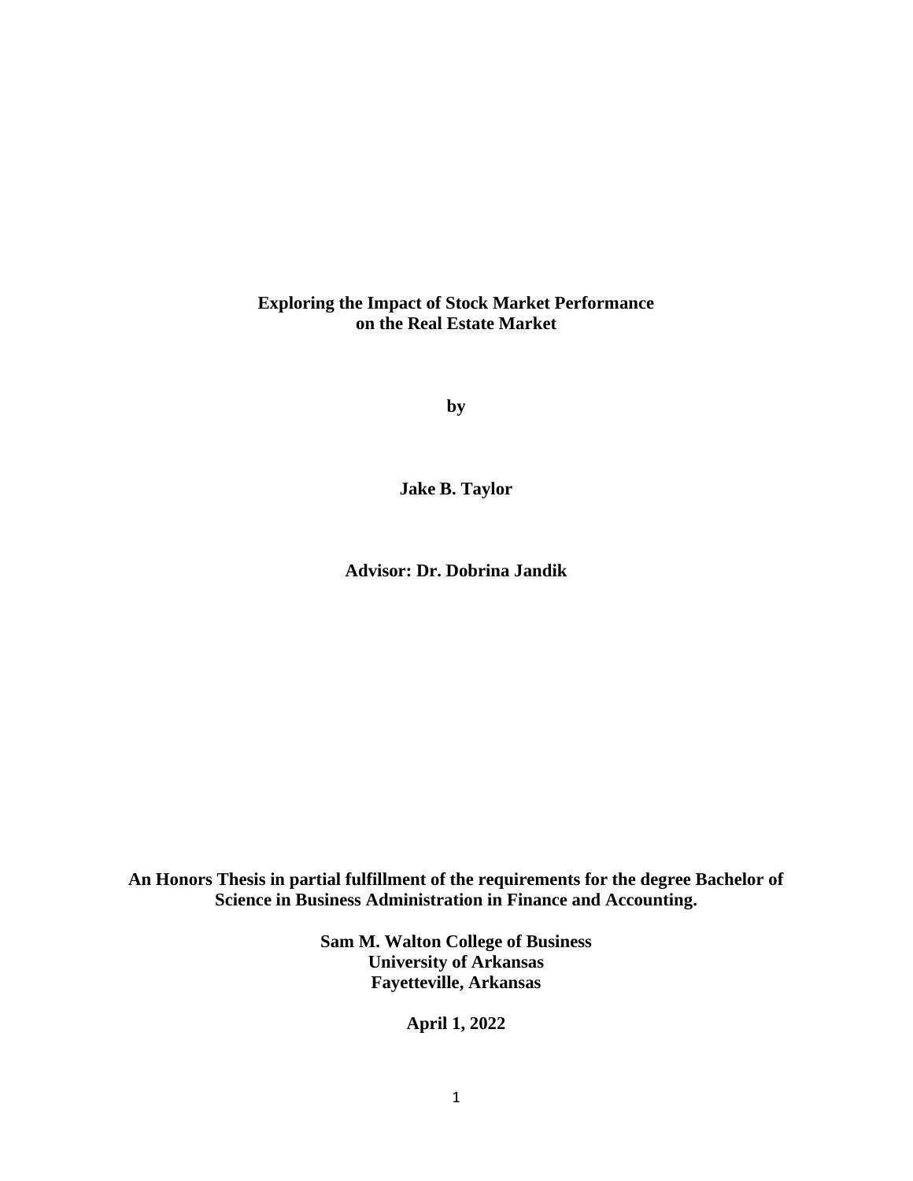**Exploring the Impact of Stock Market Performance on the Real Estate Market**

**by**

**Jake B. Taylor**

**Advisor: Dr. Dobrina Jandik**

**An Honors Thesis in partial fulfillment of the requirements for the degree Bachelor of Science in Business Administration in Finance and Accounting.**

**Sam M. Walton College of Business**
**University of Arkansas**
**Fayetteville, Arkansas**

**April 1, 2022**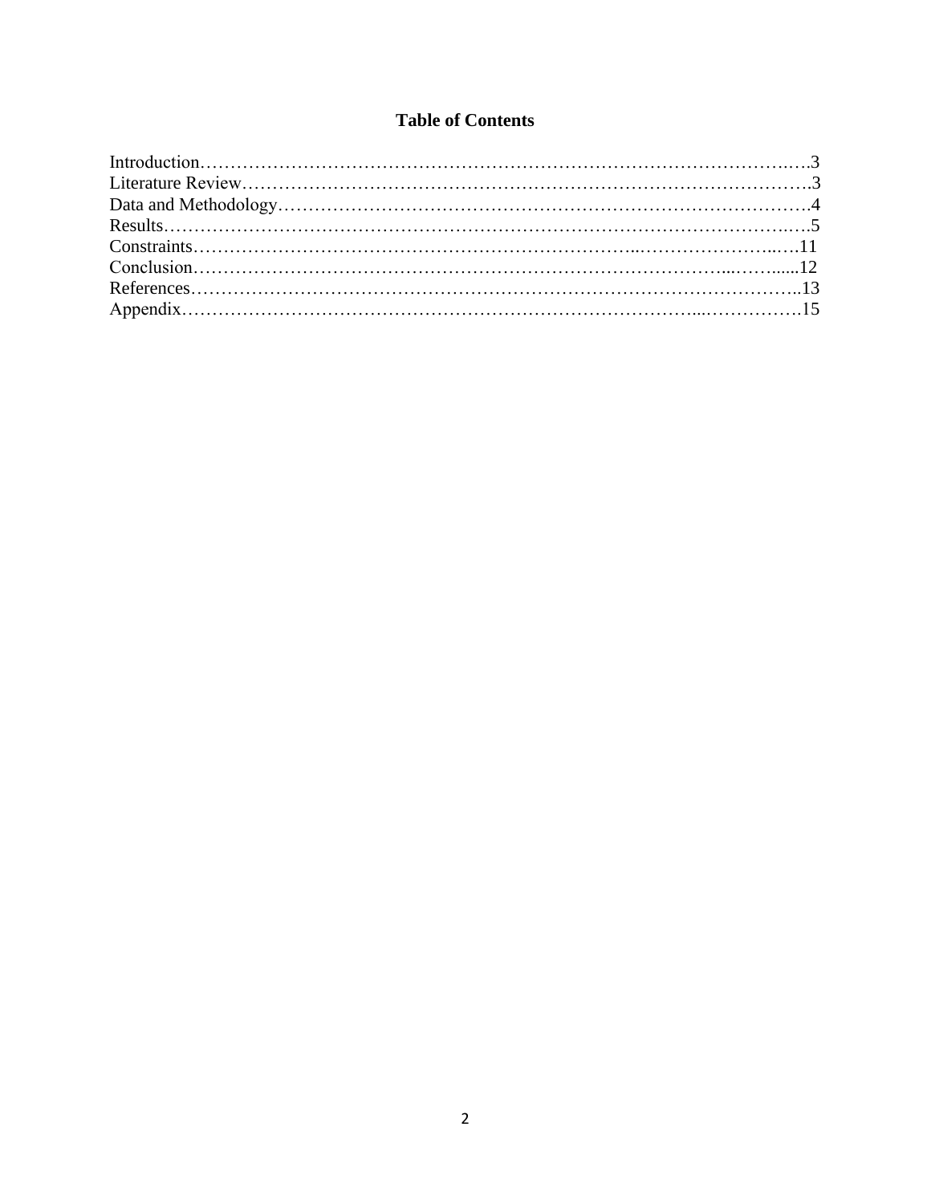**Table of Contents**

Introduction……………………………………………………………………………………….3
Literature Review………………………………………………………………………………….3
Data and Methodology…………………………………………………………………………….4
Results……………………………………………………………………………………………..5
Constraints………………………………………………………………………………………..11
Conclusion………………………………………………………………………………………..12
References………………………………………………………………………………………..13
Appendix…………………………………………………………………………………………15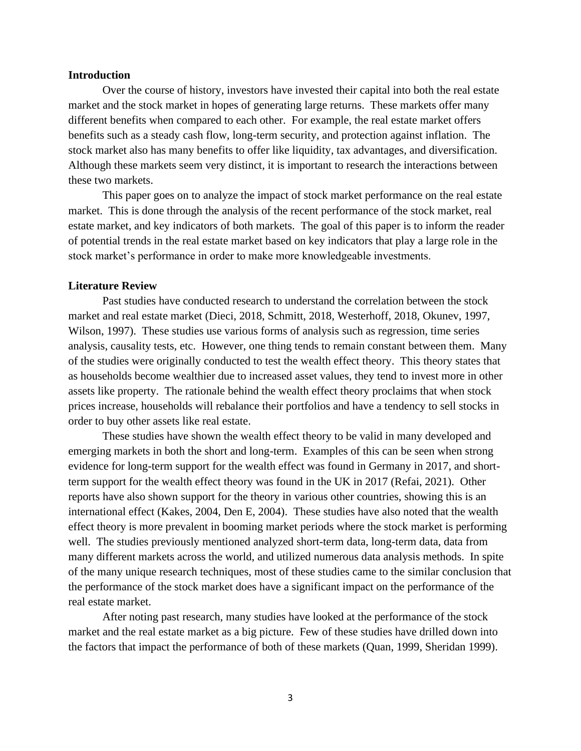## Introduction

Over the course of history, investors have invested their capital into both the real estate market and the stock market in hopes of generating large returns. These markets offer many different benefits when compared to each other. For example, the real estate market offers benefits such as a steady cash flow, long-term security, and protection against inflation. The stock market also has many benefits to offer like liquidity, tax advantages, and diversification. Although these markets seem very distinct, it is important to research the interactions between these two markets.

This paper goes on to analyze the impact of stock market performance on the real estate market. This is done through the analysis of the recent performance of the stock market, real estate market, and key indicators of both markets. The goal of this paper is to inform the reader of potential trends in the real estate market based on key indicators that play a large role in the stock market's performance in order to make more knowledgeable investments.

## Literature Review

Past studies have conducted research to understand the correlation between the stock market and real estate market (Dieci, 2018, Schmitt, 2018, Westerhoff, 2018, Okunev, 1997, Wilson, 1997). These studies use various forms of analysis such as regression, time series analysis, causality tests, etc. However, one thing tends to remain constant between them. Many of the studies were originally conducted to test the wealth effect theory. This theory states that as households become wealthier due to increased asset values, they tend to invest more in other assets like property. The rationale behind the wealth effect theory proclaims that when stock prices increase, households will rebalance their portfolios and have a tendency to sell stocks in order to buy other assets like real estate.

These studies have shown the wealth effect theory to be valid in many developed and emerging markets in both the short and long-term. Examples of this can be seen when strong evidence for long-term support for the wealth effect was found in Germany in 2017, and short-term support for the wealth effect theory was found in the UK in 2017 (Refai, 2021). Other reports have also shown support for the theory in various other countries, showing this is an international effect (Kakes, 2004, Den E, 2004). These studies have also noted that the wealth effect theory is more prevalent in booming market periods where the stock market is performing well. The studies previously mentioned analyzed short-term data, long-term data, data from many different markets across the world, and utilized numerous data analysis methods. In spite of the many unique research techniques, most of these studies came to the similar conclusion that the performance of the stock market does have a significant impact on the performance of the real estate market.

After noting past research, many studies have looked at the performance of the stock market and the real estate market as a big picture. Few of these studies have drilled down into the factors that impact the performance of both of these markets (Quan, 1999, Sheridan 1999).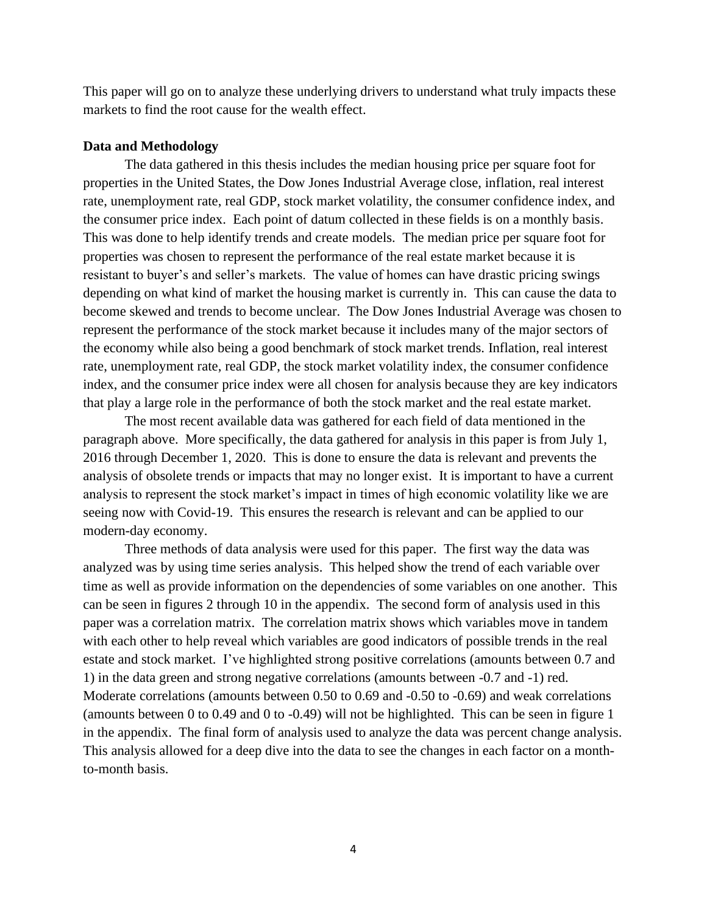This paper will go on to analyze these underlying drivers to understand what truly impacts these markets to find the root cause for the wealth effect.

**Data and Methodology**

The data gathered in this thesis includes the median housing price per square foot for properties in the United States, the Dow Jones Industrial Average close, inflation, real interest rate, unemployment rate, real GDP, stock market volatility, the consumer confidence index, and the consumer price index. Each point of datum collected in these fields is on a monthly basis. This was done to help identify trends and create models. The median price per square foot for properties was chosen to represent the performance of the real estate market because it is resistant to buyer's and seller's markets. The value of homes can have drastic pricing swings depending on what kind of market the housing market is currently in. This can cause the data to become skewed and trends to become unclear. The Dow Jones Industrial Average was chosen to represent the performance of the stock market because it includes many of the major sectors of the economy while also being a good benchmark of stock market trends. Inflation, real interest rate, unemployment rate, real GDP, the stock market volatility index, the consumer confidence index, and the consumer price index were all chosen for analysis because they are key indicators that play a large role in the performance of both the stock market and the real estate market.

The most recent available data was gathered for each field of data mentioned in the paragraph above. More specifically, the data gathered for analysis in this paper is from July 1, 2016 through December 1, 2020. This is done to ensure the data is relevant and prevents the analysis of obsolete trends or impacts that may no longer exist. It is important to have a current analysis to represent the stock market's impact in times of high economic volatility like we are seeing now with Covid-19. This ensures the research is relevant and can be applied to our modern-day economy.

Three methods of data analysis were used for this paper. The first way the data was analyzed was by using time series analysis. This helped show the trend of each variable over time as well as provide information on the dependencies of some variables on one another. This can be seen in figures 2 through 10 in the appendix. The second form of analysis used in this paper was a correlation matrix. The correlation matrix shows which variables move in tandem with each other to help reveal which variables are good indicators of possible trends in the real estate and stock market. I've highlighted strong positive correlations (amounts between 0.7 and 1) in the data green and strong negative correlations (amounts between -0.7 and -1) red. Moderate correlations (amounts between 0.50 to 0.69 and -0.50 to -0.69) and weak correlations (amounts between 0 to 0.49 and 0 to -0.49) will not be highlighted. This can be seen in figure 1 in the appendix. The final form of analysis used to analyze the data was percent change analysis. This analysis allowed for a deep dive into the data to see the changes in each factor on a month-to-month basis.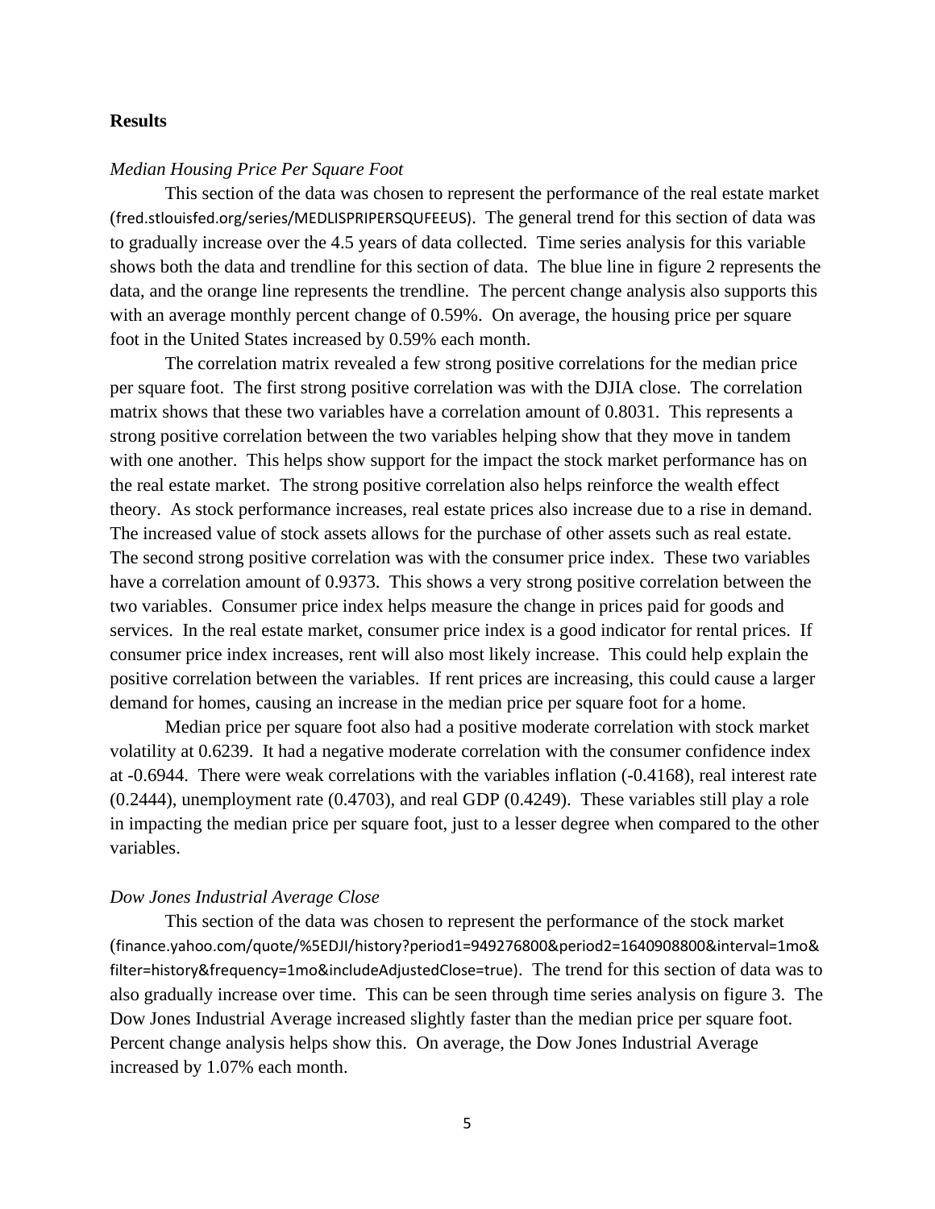**Results**

*Median Housing Price Per Square Foot*

This section of the data was chosen to represent the performance of the real estate market (fred.stlouisfed.org/series/MEDLISPRIPERSQUFEEUS). The general trend for this section of data was to gradually increase over the 4.5 years of data collected. Time series analysis for this variable shows both the data and trendline for this section of data. The blue line in figure 2 represents the data, and the orange line represents the trendline. The percent change analysis also supports this with an average monthly percent change of 0.59%. On average, the housing price per square foot in the United States increased by 0.59% each month.

The correlation matrix revealed a few strong positive correlations for the median price per square foot. The first strong positive correlation was with the DJIA close. The correlation matrix shows that these two variables have a correlation amount of 0.8031. This represents a strong positive correlation between the two variables helping show that they move in tandem with one another. This helps show support for the impact the stock market performance has on the real estate market. The strong positive correlation also helps reinforce the wealth effect theory. As stock performance increases, real estate prices also increase due to a rise in demand. The increased value of stock assets allows for the purchase of other assets such as real estate. The second strong positive correlation was with the consumer price index. These two variables have a correlation amount of 0.9373. This shows a very strong positive correlation between the two variables. Consumer price index helps measure the change in prices paid for goods and services. In the real estate market, consumer price index is a good indicator for rental prices. If consumer price index increases, rent will also most likely increase. This could help explain the positive correlation between the variables. If rent prices are increasing, this could cause a larger demand for homes, causing an increase in the median price per square foot for a home.

Median price per square foot also had a positive moderate correlation with stock market volatility at 0.6239. It had a negative moderate correlation with the consumer confidence index at -0.6944. There were weak correlations with the variables inflation (-0.4168), real interest rate (0.2444), unemployment rate (0.4703), and real GDP (0.4249). These variables still play a role in impacting the median price per square foot, just to a lesser degree when compared to the other variables.

*Dow Jones Industrial Average Close*

This section of the data was chosen to represent the performance of the stock market (finance.yahoo.com/quote/%5EDJI/history?period1=949276800&period2=1640908800&interval=1mo&filter=history&frequency=1mo&includeAdjustedClose=true). The trend for this section of data was to also gradually increase over time. This can be seen through time series analysis on figure 3. The Dow Jones Industrial Average increased slightly faster than the median price per square foot. Percent change analysis helps show this. On average, the Dow Jones Industrial Average increased by 1.07% each month.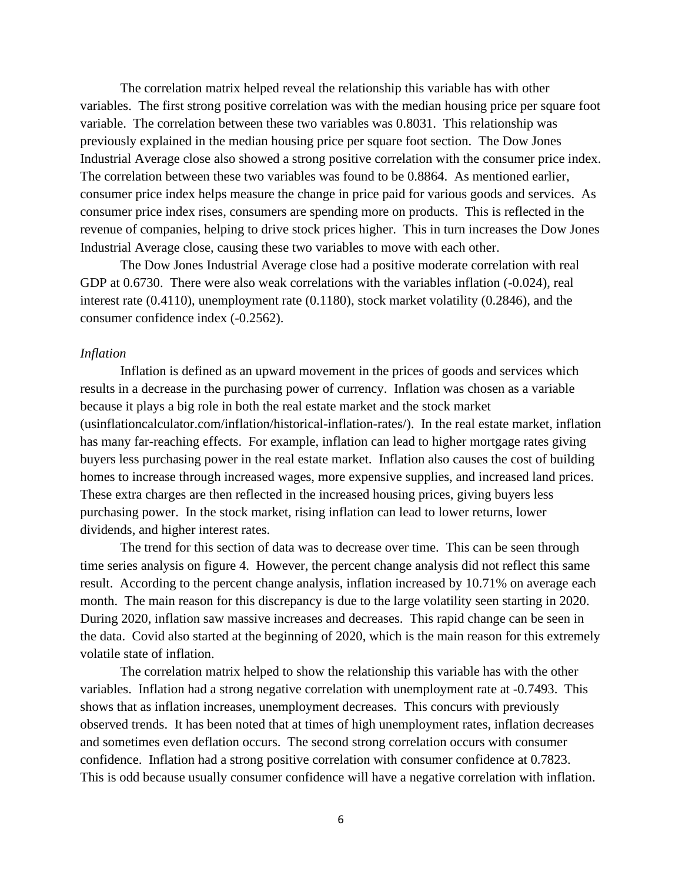The correlation matrix helped reveal the relationship this variable has with other variables. The first strong positive correlation was with the median housing price per square foot variable. The correlation between these two variables was 0.8031. This relationship was previously explained in the median housing price per square foot section. The Dow Jones Industrial Average close also showed a strong positive correlation with the consumer price index. The correlation between these two variables was found to be 0.8864. As mentioned earlier, consumer price index helps measure the change in price paid for various goods and services. As consumer price index rises, consumers are spending more on products. This is reflected in the revenue of companies, helping to drive stock prices higher. This in turn increases the Dow Jones Industrial Average close, causing these two variables to move with each other.

The Dow Jones Industrial Average close had a positive moderate correlation with real GDP at 0.6730. There were also weak correlations with the variables inflation (-0.024), real interest rate (0.4110), unemployment rate (0.1180), stock market volatility (0.2846), and the consumer confidence index (-0.2562).

*Inflation*

Inflation is defined as an upward movement in the prices of goods and services which results in a decrease in the purchasing power of currency. Inflation was chosen as a variable because it plays a big role in both the real estate market and the stock market (usinflationcalculator.com/inflation/historical-inflation-rates/). In the real estate market, inflation has many far-reaching effects. For example, inflation can lead to higher mortgage rates giving buyers less purchasing power in the real estate market. Inflation also causes the cost of building homes to increase through increased wages, more expensive supplies, and increased land prices. These extra charges are then reflected in the increased housing prices, giving buyers less purchasing power. In the stock market, rising inflation can lead to lower returns, lower dividends, and higher interest rates.

The trend for this section of data was to decrease over time. This can be seen through time series analysis on figure 4. However, the percent change analysis did not reflect this same result. According to the percent change analysis, inflation increased by 10.71% on average each month. The main reason for this discrepancy is due to the large volatility seen starting in 2020. During 2020, inflation saw massive increases and decreases. This rapid change can be seen in the data. Covid also started at the beginning of 2020, which is the main reason for this extremely volatile state of inflation.

The correlation matrix helped to show the relationship this variable has with the other variables. Inflation had a strong negative correlation with unemployment rate at -0.7493. This shows that as inflation increases, unemployment decreases. This concurs with previously observed trends. It has been noted that at times of high unemployment rates, inflation decreases and sometimes even deflation occurs. The second strong correlation occurs with consumer confidence. Inflation had a strong positive correlation with consumer confidence at 0.7823. This is odd because usually consumer confidence will have a negative correlation with inflation.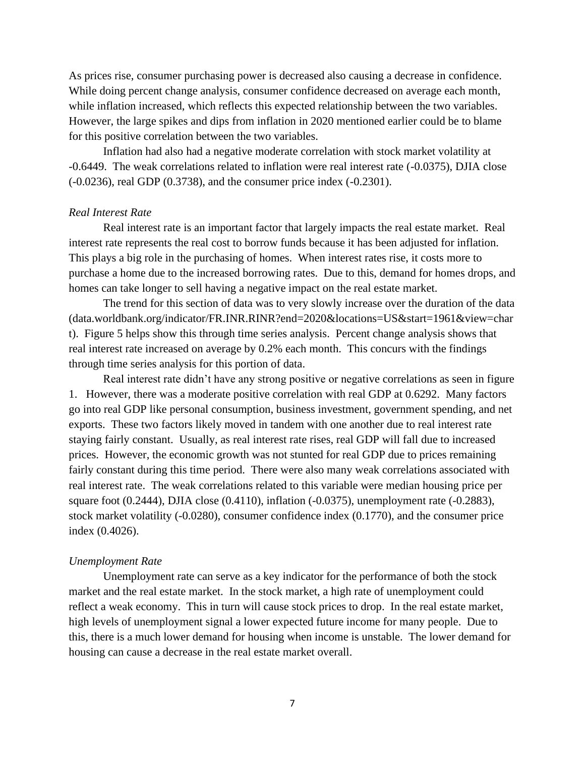As prices rise, consumer purchasing power is decreased also causing a decrease in confidence. While doing percent change analysis, consumer confidence decreased on average each month, while inflation increased, which reflects this expected relationship between the two variables. However, the large spikes and dips from inflation in 2020 mentioned earlier could be to blame for this positive correlation between the two variables.

Inflation had also had a negative moderate correlation with stock market volatility at -0.6449. The weak correlations related to inflation were real interest rate (-0.0375), DJIA close (-0.0236), real GDP (0.3738), and the consumer price index (-0.2301).

*Real Interest Rate*

Real interest rate is an important factor that largely impacts the real estate market. Real interest rate represents the real cost to borrow funds because it has been adjusted for inflation. This plays a big role in the purchasing of homes. When interest rates rise, it costs more to purchase a home due to the increased borrowing rates. Due to this, demand for homes drops, and homes can take longer to sell having a negative impact on the real estate market.

The trend for this section of data was to very slowly increase over the duration of the data (data.worldbank.org/indicator/FR.INR.RINR?end=2020&locations=US&start=1961&view=chart). Figure 5 helps show this through time series analysis. Percent change analysis shows that real interest rate increased on average by 0.2% each month. This concurs with the findings through time series analysis for this portion of data.

Real interest rate didn't have any strong positive or negative correlations as seen in figure 1. However, there was a moderate positive correlation with real GDP at 0.6292. Many factors go into real GDP like personal consumption, business investment, government spending, and net exports. These two factors likely moved in tandem with one another due to real interest rate staying fairly constant. Usually, as real interest rate rises, real GDP will fall due to increased prices. However, the economic growth was not stunted for real GDP due to prices remaining fairly constant during this time period. There were also many weak correlations associated with real interest rate. The weak correlations related to this variable were median housing price per square foot (0.2444), DJIA close (0.4110), inflation (-0.0375), unemployment rate (-0.2883), stock market volatility (-0.0280), consumer confidence index (0.1770), and the consumer price index (0.4026).

*Unemployment Rate*

Unemployment rate can serve as a key indicator for the performance of both the stock market and the real estate market. In the stock market, a high rate of unemployment could reflect a weak economy. This in turn will cause stock prices to drop. In the real estate market, high levels of unemployment signal a lower expected future income for many people. Due to this, there is a much lower demand for housing when income is unstable. The lower demand for housing can cause a decrease in the real estate market overall.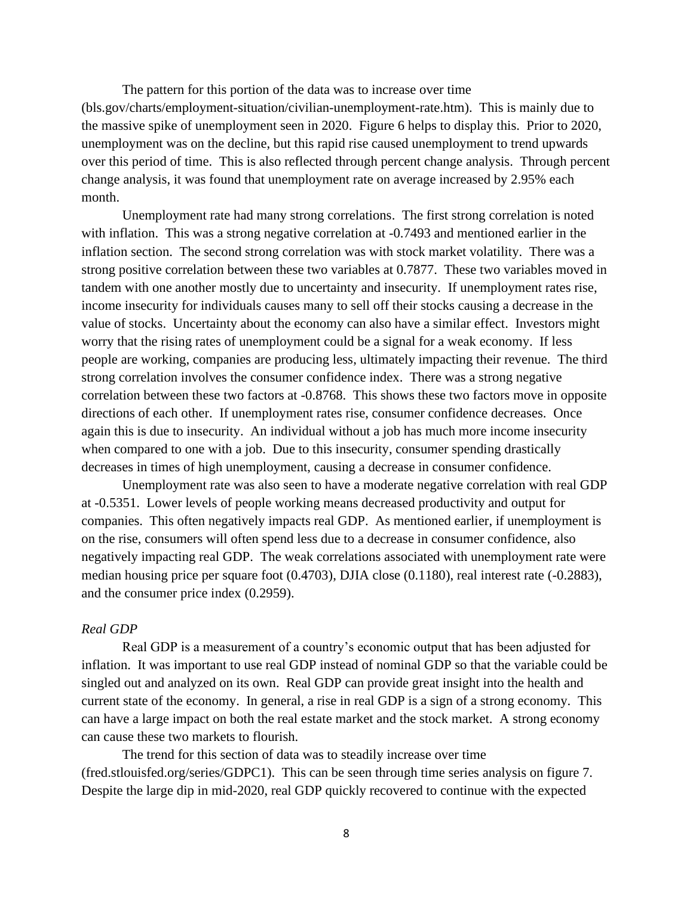The pattern for this portion of the data was to increase over time (bls.gov/charts/employment-situation/civilian-unemployment-rate.htm). This is mainly due to the massive spike of unemployment seen in 2020. Figure 6 helps to display this. Prior to 2020, unemployment was on the decline, but this rapid rise caused unemployment to trend upwards over this period of time. This is also reflected through percent change analysis. Through percent change analysis, it was found that unemployment rate on average increased by 2.95% each month.

Unemployment rate had many strong correlations. The first strong correlation is noted with inflation. This was a strong negative correlation at -0.7493 and mentioned earlier in the inflation section. The second strong correlation was with stock market volatility. There was a strong positive correlation between these two variables at 0.7877. These two variables moved in tandem with one another mostly due to uncertainty and insecurity. If unemployment rates rise, income insecurity for individuals causes many to sell off their stocks causing a decrease in the value of stocks. Uncertainty about the economy can also have a similar effect. Investors might worry that the rising rates of unemployment could be a signal for a weak economy. If less people are working, companies are producing less, ultimately impacting their revenue. The third strong correlation involves the consumer confidence index. There was a strong negative correlation between these two factors at -0.8768. This shows these two factors move in opposite directions of each other. If unemployment rates rise, consumer confidence decreases. Once again this is due to insecurity. An individual without a job has much more income insecurity when compared to one with a job. Due to this insecurity, consumer spending drastically decreases in times of high unemployment, causing a decrease in consumer confidence.

Unemployment rate was also seen to have a moderate negative correlation with real GDP at -0.5351. Lower levels of people working means decreased productivity and output for companies. This often negatively impacts real GDP. As mentioned earlier, if unemployment is on the rise, consumers will often spend less due to a decrease in consumer confidence, also negatively impacting real GDP. The weak correlations associated with unemployment rate were median housing price per square foot (0.4703), DJIA close (0.1180), real interest rate (-0.2883), and the consumer price index (0.2959).

*Real GDP*

Real GDP is a measurement of a country's economic output that has been adjusted for inflation. It was important to use real GDP instead of nominal GDP so that the variable could be singled out and analyzed on its own. Real GDP can provide great insight into the health and current state of the economy. In general, a rise in real GDP is a sign of a strong economy. This can have a large impact on both the real estate market and the stock market. A strong economy can cause these two markets to flourish.

The trend for this section of data was to steadily increase over time (fred.stlouisfed.org/series/GDPC1). This can be seen through time series analysis on figure 7. Despite the large dip in mid-2020, real GDP quickly recovered to continue with the expected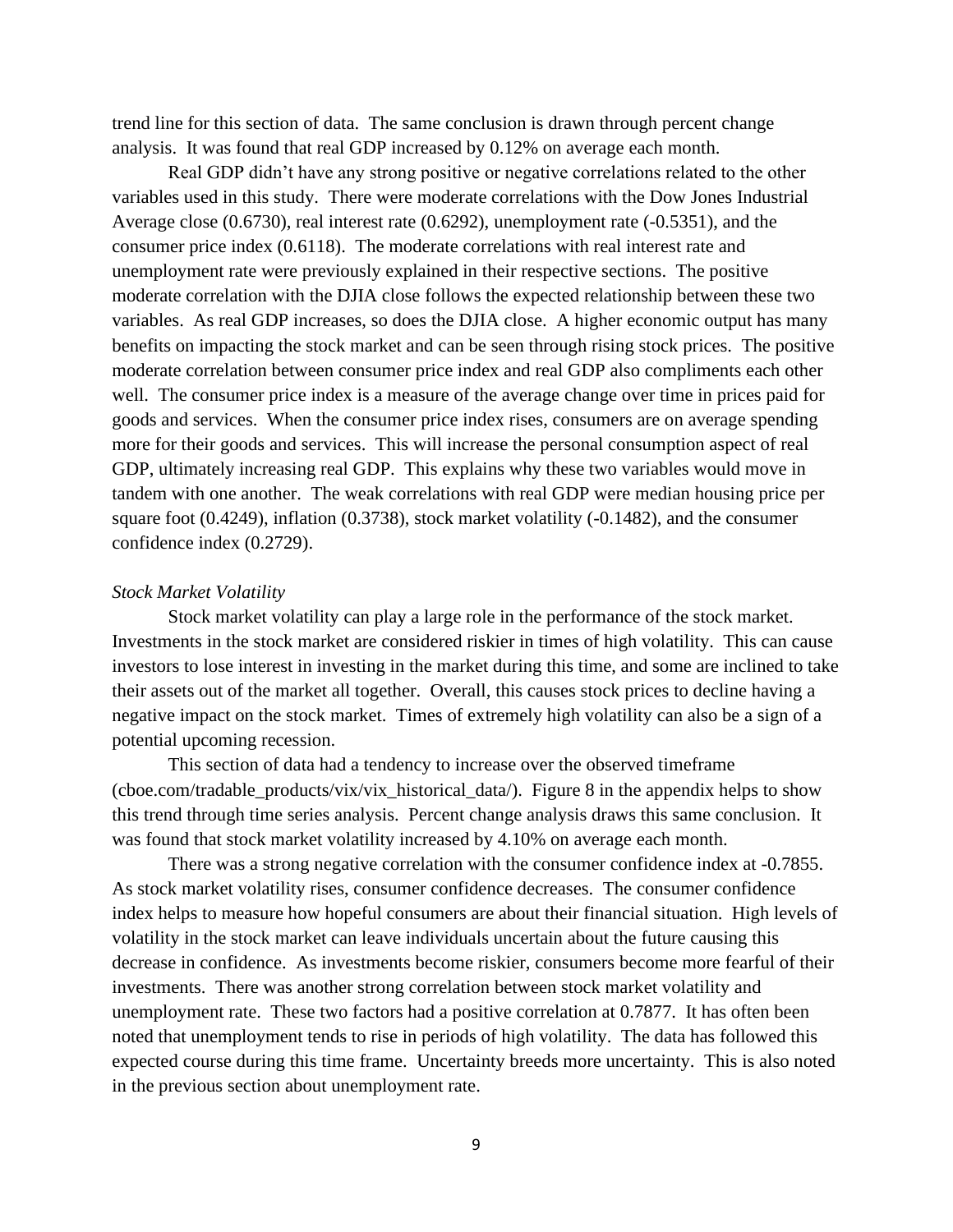trend line for this section of data. The same conclusion is drawn through percent change analysis. It was found that real GDP increased by 0.12% on average each month.

Real GDP didn't have any strong positive or negative correlations related to the other variables used in this study. There were moderate correlations with the Dow Jones Industrial Average close (0.6730), real interest rate (0.6292), unemployment rate (-0.5351), and the consumer price index (0.6118). The moderate correlations with real interest rate and unemployment rate were previously explained in their respective sections. The positive moderate correlation with the DJIA close follows the expected relationship between these two variables. As real GDP increases, so does the DJIA close. A higher economic output has many benefits on impacting the stock market and can be seen through rising stock prices. The positive moderate correlation between consumer price index and real GDP also compliments each other well. The consumer price index is a measure of the average change over time in prices paid for goods and services. When the consumer price index rises, consumers are on average spending more for their goods and services. This will increase the personal consumption aspect of real GDP, ultimately increasing real GDP. This explains why these two variables would move in tandem with one another. The weak correlations with real GDP were median housing price per square foot (0.4249), inflation (0.3738), stock market volatility (-0.1482), and the consumer confidence index (0.2729).

*Stock Market Volatility*

Stock market volatility can play a large role in the performance of the stock market. Investments in the stock market are considered riskier in times of high volatility. This can cause investors to lose interest in investing in the market during this time, and some are inclined to take their assets out of the market all together. Overall, this causes stock prices to decline having a negative impact on the stock market. Times of extremely high volatility can also be a sign of a potential upcoming recession.

This section of data had a tendency to increase over the observed timeframe (cboe.com/tradable_products/vix/vix_historical_data/). Figure 8 in the appendix helps to show this trend through time series analysis. Percent change analysis draws this same conclusion. It was found that stock market volatility increased by 4.10% on average each month.

There was a strong negative correlation with the consumer confidence index at -0.7855. As stock market volatility rises, consumer confidence decreases. The consumer confidence index helps to measure how hopeful consumers are about their financial situation. High levels of volatility in the stock market can leave individuals uncertain about the future causing this decrease in confidence. As investments become riskier, consumers become more fearful of their investments. There was another strong correlation between stock market volatility and unemployment rate. These two factors had a positive correlation at 0.7877. It has often been noted that unemployment tends to rise in periods of high volatility. The data has followed this expected course during this time frame. Uncertainty breeds more uncertainty. This is also noted in the previous section about unemployment rate.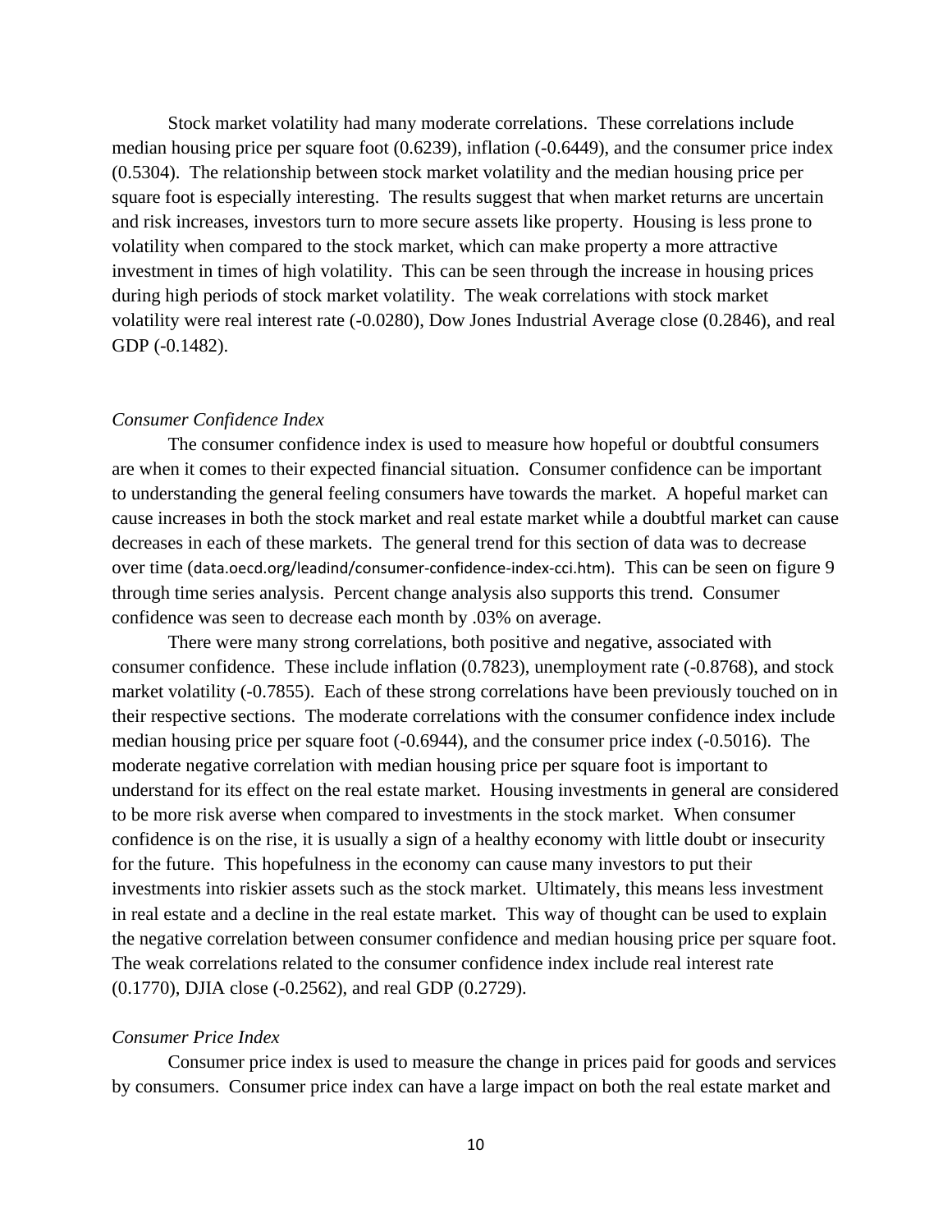Stock market volatility had many moderate correlations. These correlations include median housing price per square foot (0.6239), inflation (-0.6449), and the consumer price index (0.5304). The relationship between stock market volatility and the median housing price per square foot is especially interesting. The results suggest that when market returns are uncertain and risk increases, investors turn to more secure assets like property. Housing is less prone to volatility when compared to the stock market, which can make property a more attractive investment in times of high volatility. This can be seen through the increase in housing prices during high periods of stock market volatility. The weak correlations with stock market volatility were real interest rate (-0.0280), Dow Jones Industrial Average close (0.2846), and real GDP (-0.1482).

*Consumer Confidence Index*

The consumer confidence index is used to measure how hopeful or doubtful consumers are when it comes to their expected financial situation. Consumer confidence can be important to understanding the general feeling consumers have towards the market. A hopeful market can cause increases in both the stock market and real estate market while a doubtful market can cause decreases in each of these markets. The general trend for this section of data was to decrease over time (data.oecd.org/leadind/consumer-confidence-index-cci.htm). This can be seen on figure 9 through time series analysis. Percent change analysis also supports this trend. Consumer confidence was seen to decrease each month by .03% on average.

There were many strong correlations, both positive and negative, associated with consumer confidence. These include inflation (0.7823), unemployment rate (-0.8768), and stock market volatility (-0.7855). Each of these strong correlations have been previously touched on in their respective sections. The moderate correlations with the consumer confidence index include median housing price per square foot (-0.6944), and the consumer price index (-0.5016). The moderate negative correlation with median housing price per square foot is important to understand for its effect on the real estate market. Housing investments in general are considered to be more risk averse when compared to investments in the stock market. When consumer confidence is on the rise, it is usually a sign of a healthy economy with little doubt or insecurity for the future. This hopefulness in the economy can cause many investors to put their investments into riskier assets such as the stock market. Ultimately, this means less investment in real estate and a decline in the real estate market. This way of thought can be used to explain the negative correlation between consumer confidence and median housing price per square foot. The weak correlations related to the consumer confidence index include real interest rate (0.1770), DJIA close (-0.2562), and real GDP (0.2729).

*Consumer Price Index*

Consumer price index is used to measure the change in prices paid for goods and services by consumers. Consumer price index can have a large impact on both the real estate market and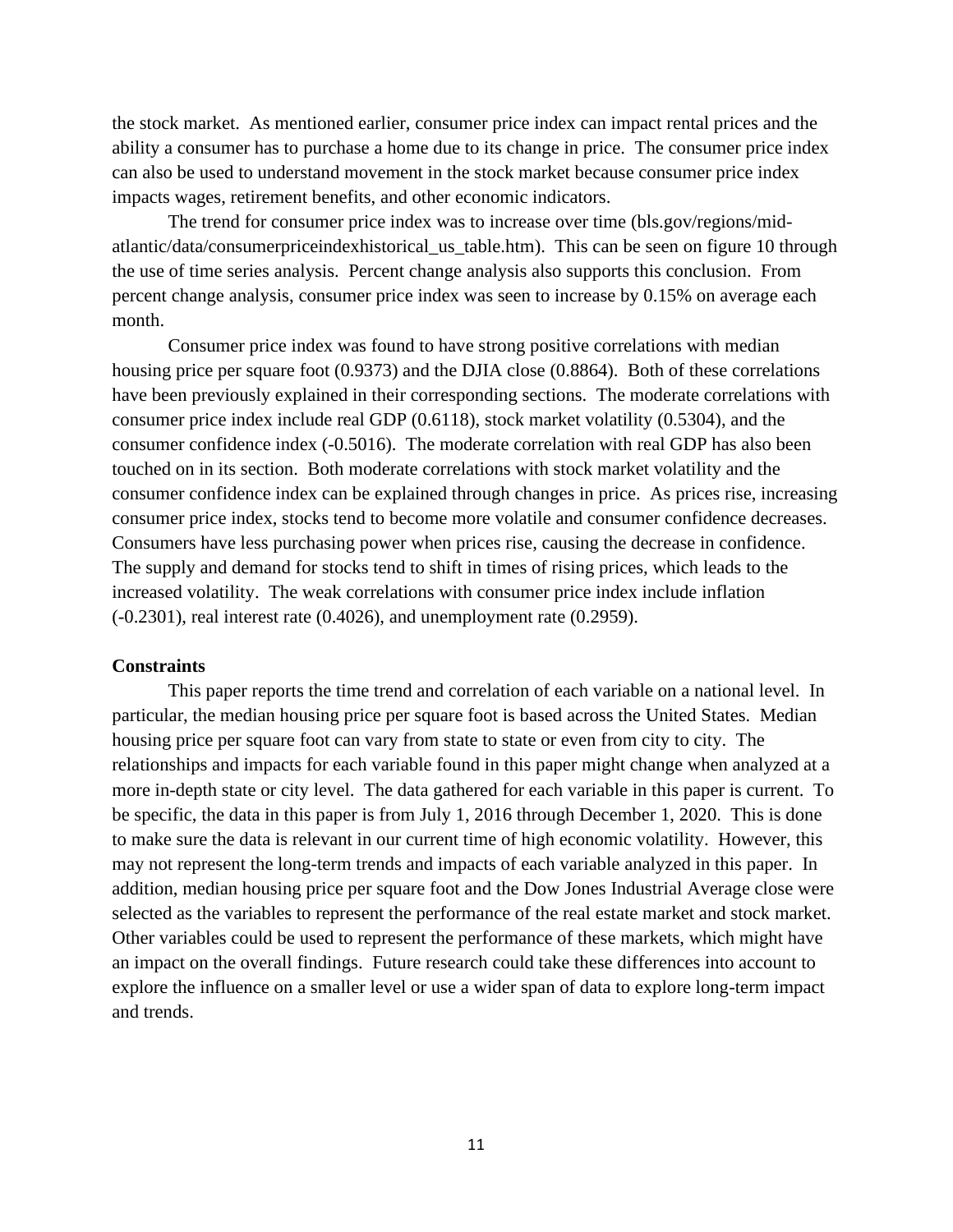the stock market. As mentioned earlier, consumer price index can impact rental prices and the ability a consumer has to purchase a home due to its change in price. The consumer price index can also be used to understand movement in the stock market because consumer price index impacts wages, retirement benefits, and other economic indicators.

The trend for consumer price index was to increase over time (bls.gov/regions/mid-atlantic/data/consumerpriceindexhistorical_us_table.htm). This can be seen on figure 10 through the use of time series analysis. Percent change analysis also supports this conclusion. From percent change analysis, consumer price index was seen to increase by 0.15% on average each month.

Consumer price index was found to have strong positive correlations with median housing price per square foot (0.9373) and the DJIA close (0.8864). Both of these correlations have been previously explained in their corresponding sections. The moderate correlations with consumer price index include real GDP (0.6118), stock market volatility (0.5304), and the consumer confidence index (-0.5016). The moderate correlation with real GDP has also been touched on in its section. Both moderate correlations with stock market volatility and the consumer confidence index can be explained through changes in price. As prices rise, increasing consumer price index, stocks tend to become more volatile and consumer confidence decreases. Consumers have less purchasing power when prices rise, causing the decrease in confidence. The supply and demand for stocks tend to shift in times of rising prices, which leads to the increased volatility. The weak correlations with consumer price index include inflation (-0.2301), real interest rate (0.4026), and unemployment rate (0.2959).

**Constraints**

This paper reports the time trend and correlation of each variable on a national level. In particular, the median housing price per square foot is based across the United States. Median housing price per square foot can vary from state to state or even from city to city. The relationships and impacts for each variable found in this paper might change when analyzed at a more in-depth state or city level. The data gathered for each variable in this paper is current. To be specific, the data in this paper is from July 1, 2016 through December 1, 2020. This is done to make sure the data is relevant in our current time of high economic volatility. However, this may not represent the long-term trends and impacts of each variable analyzed in this paper. In addition, median housing price per square foot and the Dow Jones Industrial Average close were selected as the variables to represent the performance of the real estate market and stock market. Other variables could be used to represent the performance of these markets, which might have an impact on the overall findings. Future research could take these differences into account to explore the influence on a smaller level or use a wider span of data to explore long-term impact and trends.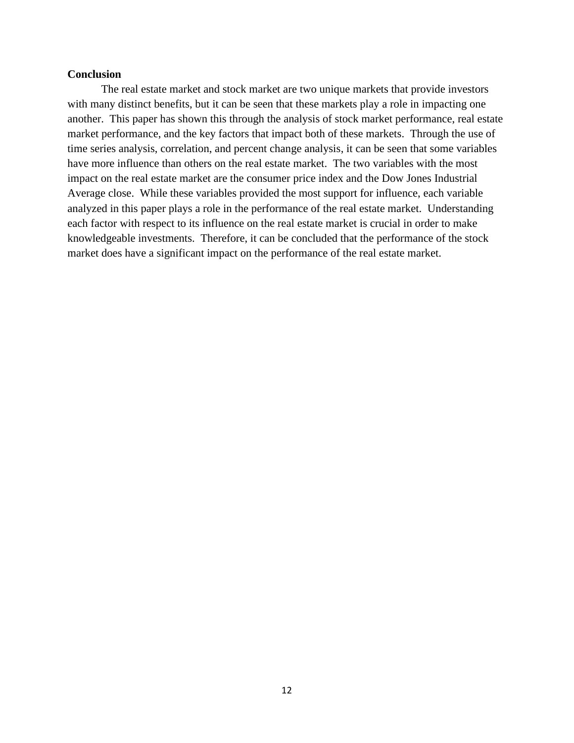**Conclusion**

The real estate market and stock market are two unique markets that provide investors with many distinct benefits, but it can be seen that these markets play a role in impacting one another. This paper has shown this through the analysis of stock market performance, real estate market performance, and the key factors that impact both of these markets. Through the use of time series analysis, correlation, and percent change analysis, it can be seen that some variables have more influence than others on the real estate market. The two variables with the most impact on the real estate market are the consumer price index and the Dow Jones Industrial Average close. While these variables provided the most support for influence, each variable analyzed in this paper plays a role in the performance of the real estate market. Understanding each factor with respect to its influence on the real estate market is crucial in order to make knowledgeable investments. Therefore, it can be concluded that the performance of the stock market does have a significant impact on the performance of the real estate market.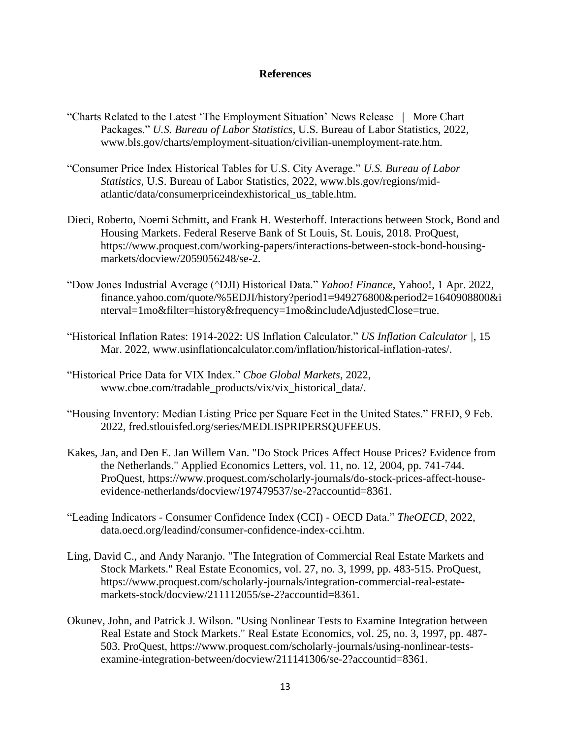**References**

"Charts Related to the Latest 'The Employment Situation' News Release | More Chart Packages." *U.S. Bureau of Labor Statistics*, U.S. Bureau of Labor Statistics, 2022, www.bls.gov/charts/employment-situation/civilian-unemployment-rate.htm.

"Consumer Price Index Historical Tables for U.S. City Average." *U.S. Bureau of Labor Statistics*, U.S. Bureau of Labor Statistics, 2022, www.bls.gov/regions/mid-atlantic/data/consumerpriceindexhistorical_us_table.htm.

Dieci, Roberto, Noemi Schmitt, and Frank H. Westerhoff. Interactions between Stock, Bond and Housing Markets. Federal Reserve Bank of St Louis, St. Louis, 2018. ProQuest, https://www.proquest.com/working-papers/interactions-between-stock-bond-housing-markets/docview/2059056248/se-2.

"Dow Jones Industrial Average (^DJI) Historical Data." *Yahoo! Finance*, Yahoo!, 1 Apr. 2022, finance.yahoo.com/quote/%5EDJI/history?period1=949276800&period2=1640908800&interval=1mo&filter=history&frequency=1mo&includeAdjustedClose=true.

"Historical Inflation Rates: 1914-2022: US Inflation Calculator." *US Inflation Calculator* |, 15 Mar. 2022, www.usinflationcalculator.com/inflation/historical-inflation-rates/.

"Historical Price Data for VIX Index." *Cboe Global Markets*, 2022, www.cboe.com/tradable_products/vix/vix_historical_data/.

"Housing Inventory: Median Listing Price per Square Feet in the United States." FRED, 9 Feb. 2022, fred.stlouisfed.org/series/MEDLISPRIPERSQUFEEUS.

Kakes, Jan, and Den E. Jan Willem Van. "Do Stock Prices Affect House Prices? Evidence from the Netherlands." Applied Economics Letters, vol. 11, no. 12, 2004, pp. 741-744. ProQuest, https://www.proquest.com/scholarly-journals/do-stock-prices-affect-house-evidence-netherlands/docview/197479537/se-2?accountid=8361.

"Leading Indicators - Consumer Confidence Index (CCI) - OECD Data." *TheOECD*, 2022, data.oecd.org/leadind/consumer-confidence-index-cci.htm.

Ling, David C., and Andy Naranjo. "The Integration of Commercial Real Estate Markets and Stock Markets." Real Estate Economics, vol. 27, no. 3, 1999, pp. 483-515. ProQuest, https://www.proquest.com/scholarly-journals/integration-commercial-real-estate-markets-stock/docview/211112055/se-2?accountid=8361.

Okunev, John, and Patrick J. Wilson. "Using Nonlinear Tests to Examine Integration between Real Estate and Stock Markets." Real Estate Economics, vol. 25, no. 3, 1997, pp. 487-503. ProQuest, https://www.proquest.com/scholarly-journals/using-nonlinear-tests-examine-integration-between/docview/211141306/se-2?accountid=8361.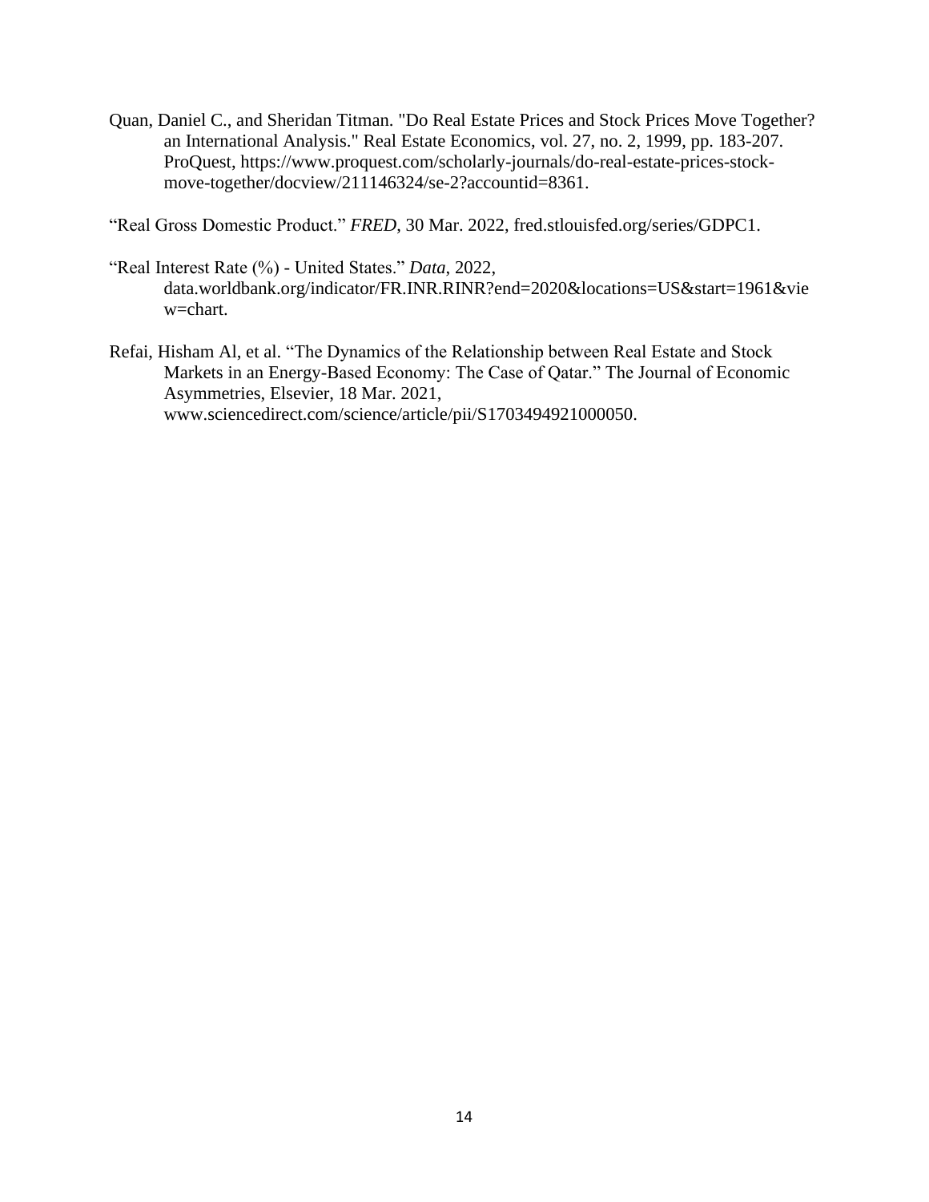Quan, Daniel C., and Sheridan Titman. "Do Real Estate Prices and Stock Prices Move Together? an International Analysis." Real Estate Economics, vol. 27, no. 2, 1999, pp. 183-207. ProQuest, https://www.proquest.com/scholarly-journals/do-real-estate-prices-stock-move-together/docview/211146324/se-2?accountid=8361.

"Real Gross Domestic Product." *FRED*, 30 Mar. 2022, fred.stlouisfed.org/series/GDPC1.

"Real Interest Rate (%) - United States." *Data*, 2022, data.worldbank.org/indicator/FR.INR.RINR?end=2020&locations=US&start=1961&view=chart.

Refai, Hisham Al, et al. "The Dynamics of the Relationship between Real Estate and Stock Markets in an Energy-Based Economy: The Case of Qatar." The Journal of Economic Asymmetries, Elsevier, 18 Mar. 2021, www.sciencedirect.com/science/article/pii/S1703494921000050.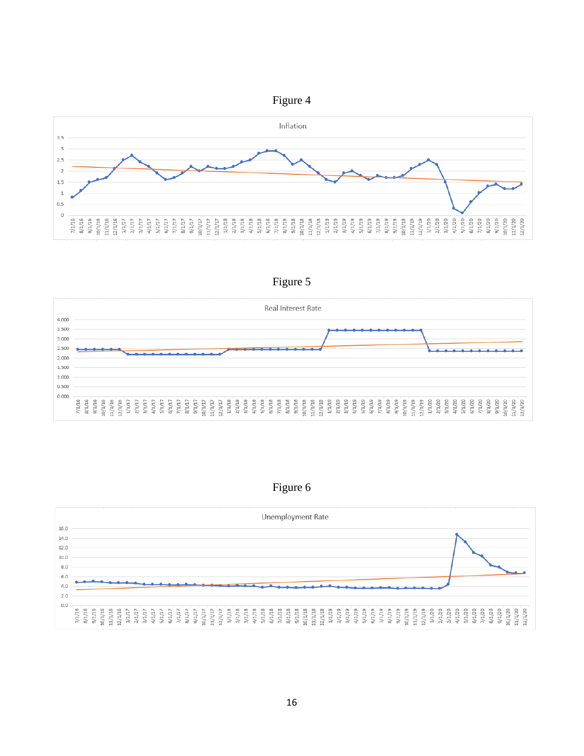Figure 4

Figure 5

Figure 6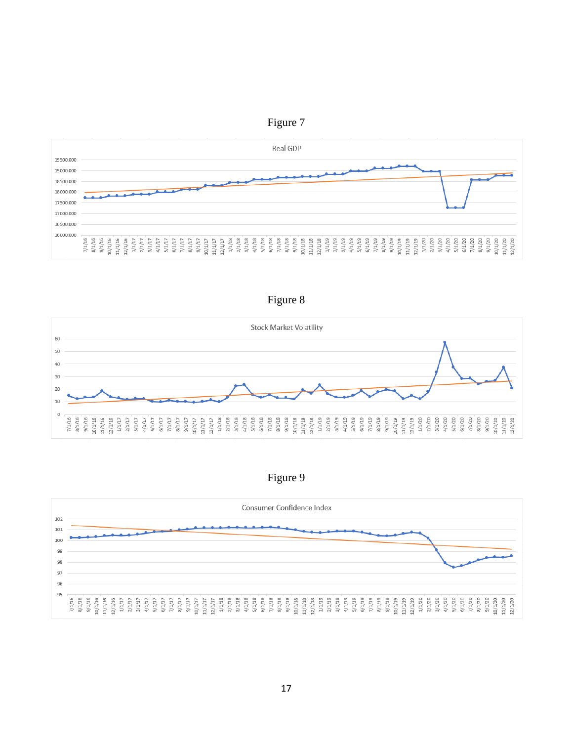Figure 7

Figure 8

Figure 9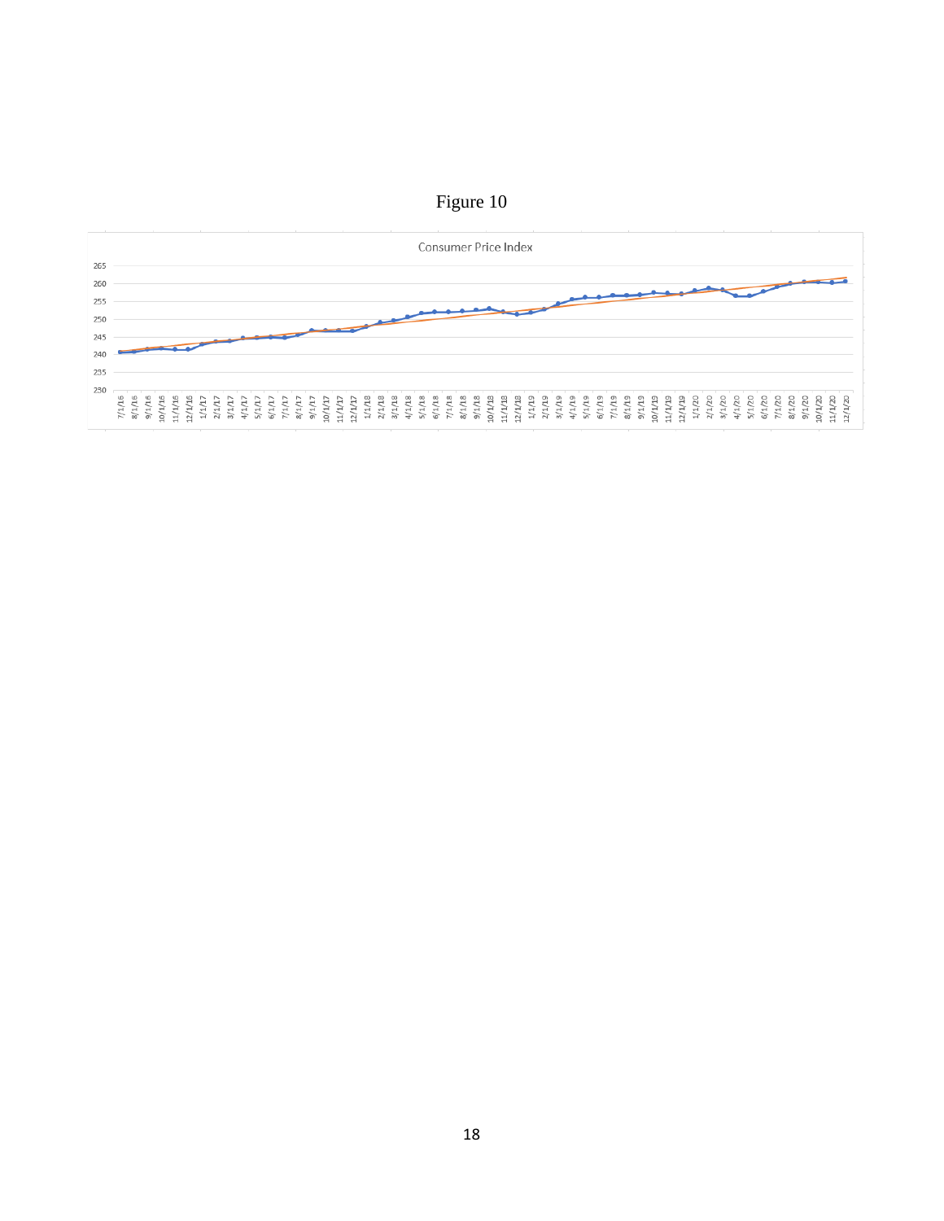Figure 10

Consumer Price Index

265
260
255
250
245
240
235
230

7/1/16
8/1/16
9/1/16
10/1/16
11/1/16
12/1/16
1/1/17
2/1/17
3/1/17
4/1/17
5/1/17
6/1/17
7/1/17
8/1/17
9/1/17
10/1/17
11/1/17
12/1/17
1/1/18
2/1/18
3/1/18
4/1/18
5/1/18
6/1/18
7/1/18
8/1/18
9/1/18
10/1/18
11/1/18
12/1/18
1/1/19
2/1/19
3/1/19
4/1/19
5/1/19
6/1/19
7/1/19
8/1/19
9/1/19
10/1/19
11/1/19
12/1/19
1/1/20
2/1/20
3/1/20
4/1/20
5/1/20
6/1/20
7/1/20
8/1/20
9/1/20
10/1/20
11/1/20
12/1/20